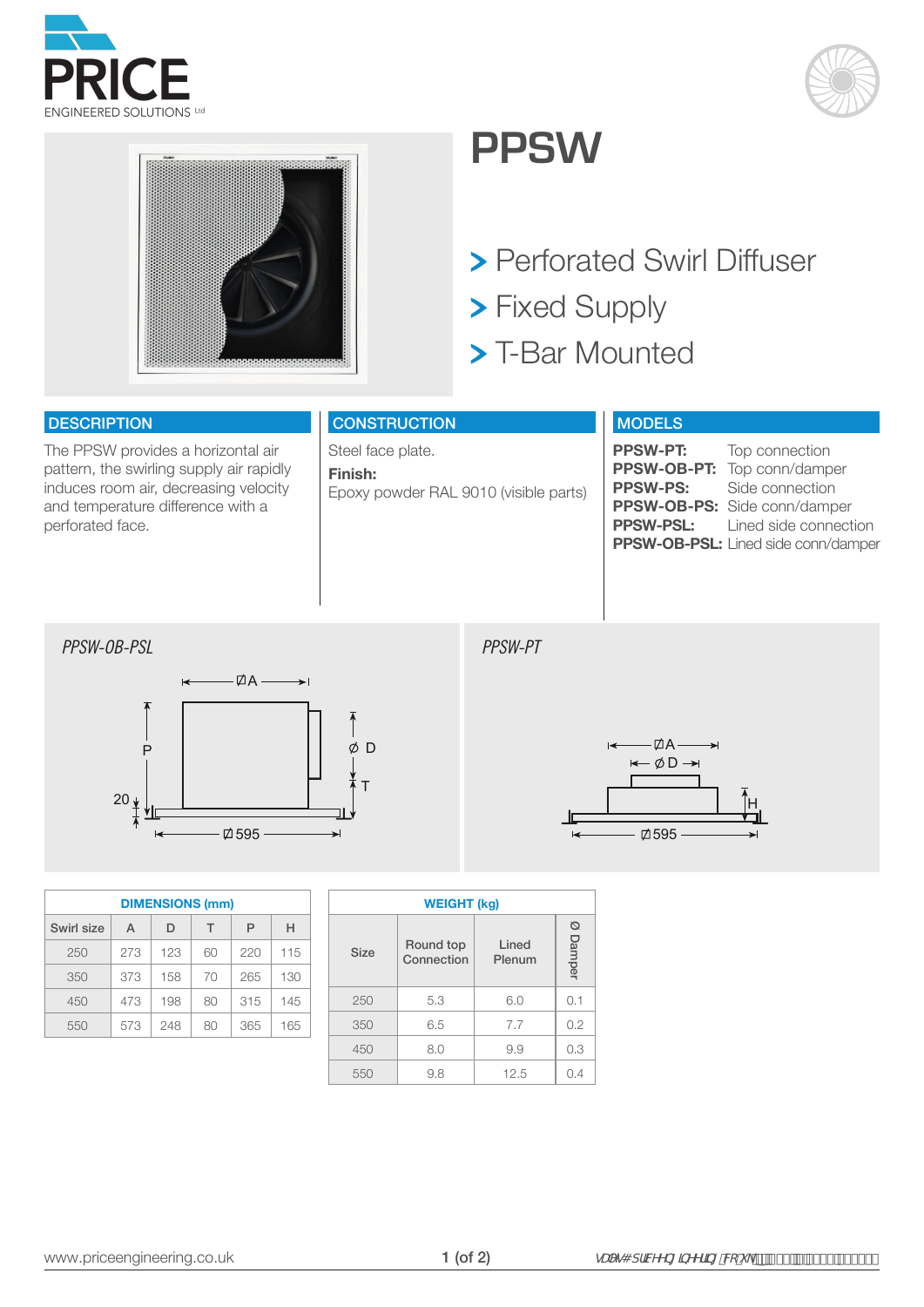# PPSW

> Perforated Swirl Diffuser
> Fixed Supply
> T-Bar Mounted

## DESCRIPTION

The PPSW provides a horizontal air pattern, the swirling supply air rapidly induces room air, decreasing velocity and temperature difference with a perforated face.

## CONSTRUCTION

Steel face plate.

**Finish:**
Epoxy powder RAL 9010 (visible parts)

## MODELS

| | |
|---|---|
| **PPSW-PT:** | Top connection |
| **PPSW-OB-PT:** | Top conn/damper |
| **PPSW-PS:** | Side connection |
| **PPSW-OB-PS:** | Side conn/damper |
| **PPSW-PSL:** | Lined side connection |
| **PPSW-OB-PSL:** | Lined side conn/damper |

*PPSW-OB-PSL*

*PPSW-PT*

**DIMENSIONS (mm)**

| Swirl size | A | D | T | P | H |
|---|---|---|---|---|---|
| 250 | 273 | 123 | 60 | 220 | 115 |
| 350 | 373 | 158 | 70 | 265 | 130 |
| 450 | 473 | 198 | 80 | 315 | 145 |
| 550 | 573 | 248 | 80 | 365 | 165 |

**WEIGHT (kg)**

| Size | Round top Connection | Lined Plenum | Ø Damper |
|---|---|---|---|
| 250 | 5.3 | 6.0 | 0.1 |
| 350 | 6.5 | 7.7 | 0.2 |
| 450 | 8.0 | 9.9 | 0.3 |
| 550 | 9.8 | 12.5 | 0.4 |

www.priceengineering.co.uk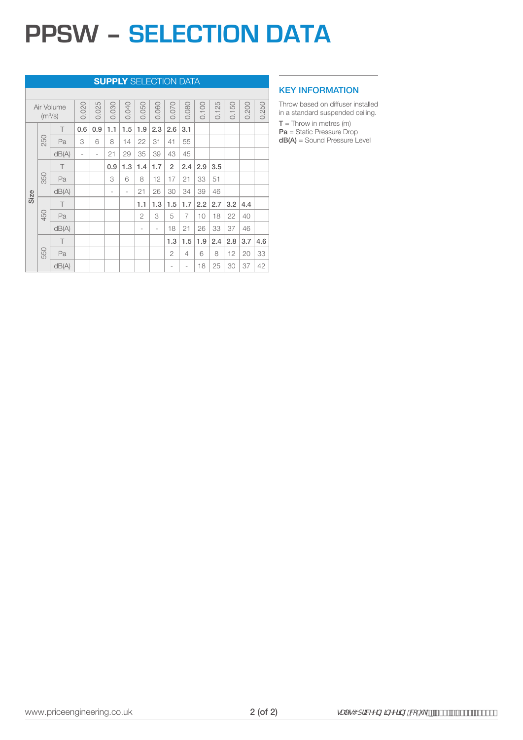# PPSW – SELECTION DATA

| **SUPPLY** SELECTION DATA | | | | | | | | | | | | | | | |
|---|---|---|---|---|---|---|---|---|---|---|---|---|---|---|---|
| Air Volume ($m^3/s$) | | | 0.020 | 0.025 | 0.030 | 0.040 | 0.050 | 0.060 | 0.070 | 0.080 | 0.100 | 0.125 | 0.150 | 0.200 | 0.250 |
| Size | 250 | T | **0.6** | **0.9** | **1.1** | **1.5** | **1.9** | **2.3** | **2.6** | **3.1** | | | | | |
| | | Pa | 3 | 6 | 8 | 14 | 22 | 31 | 41 | 55 | | | | | |
| | | dB(A) | - | - | 21 | 29 | 35 | 39 | 43 | 45 | | | | | |
| | 350 | T | | | **0.9** | **1.3** | **1.4** | **1.7** | **2** | **2.4** | **2.9** | **3.5** | | | |
| | | Pa | | | 3 | 6 | 8 | 12 | 17 | 21 | 33 | 51 | | | |
| | | dB(A) | | | - | - | 21 | 26 | 30 | 34 | 39 | 46 | | | |
| | 450 | T | | | | | **1.1** | **1.3** | **1.5** | **1.7** | **2.2** | **2.7** | **3.2** | **4.4** | |
| | | Pa | | | | | 2 | 3 | 5 | 7 | 10 | 18 | 22 | 40 | |
| | | dB(A) | | | | | - | - | 18 | 21 | 26 | 33 | 37 | 46 | |
| | 550 | T | | | | | | | **1.3** | **1.5** | **1.9** | **2.4** | **2.8** | **3.7** | **4.6** |
| | | Pa | | | | | | | 2 | 4 | 6 | 8 | 12 | 20 | 33 |
| | | dB(A) | | | | | | | - | - | 18 | 25 | 30 | 37 | 42 |

## KEY INFORMATION

Throw based on diffuser installed in a standard suspended ceiling.

**T** = Throw in metres (m)
**Pa** = Static Pressure Drop
**dB(A)** = Sound Pressure Level